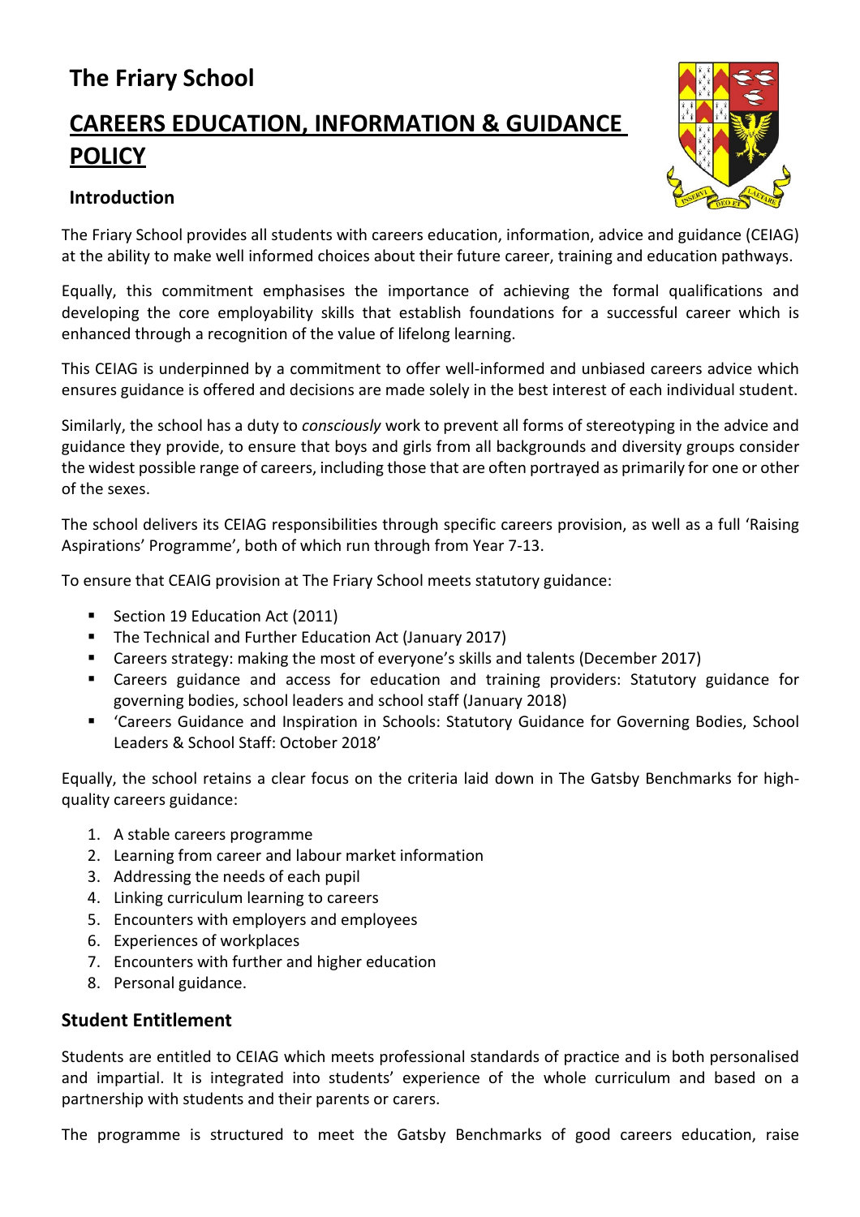# The Friary School

# CAREERS EDUCATION, INFORMATION & GUIDANCE POLICY

## Introduction

The Friary School provides all students with careers education, information, advice and guidance (CEIAG) at the ability to make well informed choices about their future career, training and education pathways.

Equally, this commitment emphasises the importance of achieving the formal qualifications and developing the core employability skills that establish foundations for a successful career which is enhanced through a recognition of the value of lifelong learning.

This CEIAG is underpinned by a commitment to offer well-informed and unbiased careers advice which ensures guidance is offered and decisions are made solely in the best interest of each individual student.

Similarly, the school has a duty to *consciously* work to prevent all forms of stereotyping in the advice and guidance they provide, to ensure that boys and girls from all backgrounds and diversity groups consider the widest possible range of careers, including those that are often portrayed as primarily for one or other of the sexes.

The school delivers its CEIAG responsibilities through specific careers provision, as well as a full 'Raising Aspirations' Programme', both of which run through from Year 7-13.

To ensure that CEAIG provision at The Friary School meets statutory guidance:

- Section 19 Education Act (2011)
- The Technical and Further Education Act (January 2017)
- Careers strategy: making the most of everyone's skills and talents (December 2017)
- Careers guidance and access for education and training providers: Statutory guidance for governing bodies, school leaders and school staff (January 2018)
- 'Careers Guidance and Inspiration in Schools: Statutory Guidance for Governing Bodies, School Leaders & School Staff: October 2018'

Equally, the school retains a clear focus on the criteria laid down in The Gatsby Benchmarks for high-quality careers guidance:

1. A stable careers programme
2. Learning from career and labour market information
3. Addressing the needs of each pupil
4. Linking curriculum learning to careers
5. Encounters with employers and employees
6. Experiences of workplaces
7. Encounters with further and higher education
8. Personal guidance.

## Student Entitlement

Students are entitled to CEIAG which meets professional standards of practice and is both personalised and impartial. It is integrated into students' experience of the whole curriculum and based on a partnership with students and their parents or carers.

The programme is structured to meet the Gatsby Benchmarks of good careers education, raise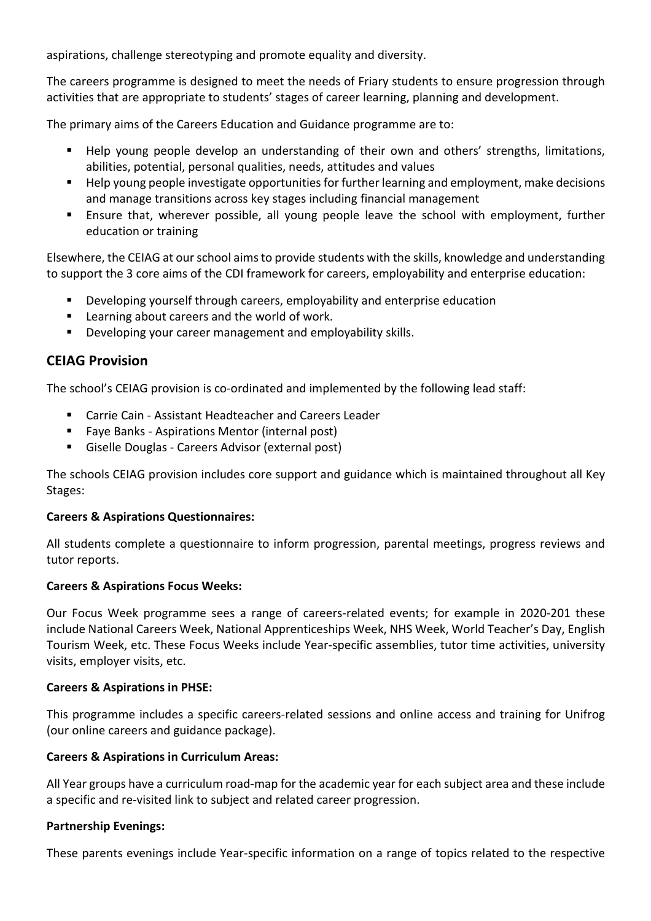aspirations, challenge stereotyping and promote equality and diversity.

The careers programme is designed to meet the needs of Friary students to ensure progression through activities that are appropriate to students' stages of career learning, planning and development.

The primary aims of the Careers Education and Guidance programme are to:

- Help young people develop an understanding of their own and others' strengths, limitations, abilities, potential, personal qualities, needs, attitudes and values
- Help young people investigate opportunities for further learning and employment, make decisions and manage transitions across key stages including financial management
- Ensure that, wherever possible, all young people leave the school with employment, further education or training

Elsewhere, the CEIAG at our school aims to provide students with the skills, knowledge and understanding to support the 3 core aims of the CDI framework for careers, employability and enterprise education:

- Developing yourself through careers, employability and enterprise education
- Learning about careers and the world of work.
- Developing your career management and employability skills.

## CEIAG Provision

The school's CEIAG provision is co-ordinated and implemented by the following lead staff:

- Carrie Cain - Assistant Headteacher and Careers Leader
- Faye Banks - Aspirations Mentor (internal post)
- Giselle Douglas - Careers Advisor (external post)

The schools CEIAG provision includes core support and guidance which is maintained throughout all Key Stages:

**Careers & Aspirations Questionnaires:**

All students complete a questionnaire to inform progression, parental meetings, progress reviews and tutor reports.

**Careers & Aspirations Focus Weeks:**

Our Focus Week programme sees a range of careers-related events; for example in 2020-201 these include National Careers Week, National Apprenticeships Week, NHS Week, World Teacher's Day, English Tourism Week, etc. These Focus Weeks include Year-specific assemblies, tutor time activities, university visits, employer visits, etc.

**Careers & Aspirations in PHSE:**

This programme includes a specific careers-related sessions and online access and training for Unifrog (our online careers and guidance package).

**Careers & Aspirations in Curriculum Areas:**

All Year groups have a curriculum road-map for the academic year for each subject area and these include a specific and re-visited link to subject and related career progression.

**Partnership Evenings:**

These parents evenings include Year-specific information on a range of topics related to the respective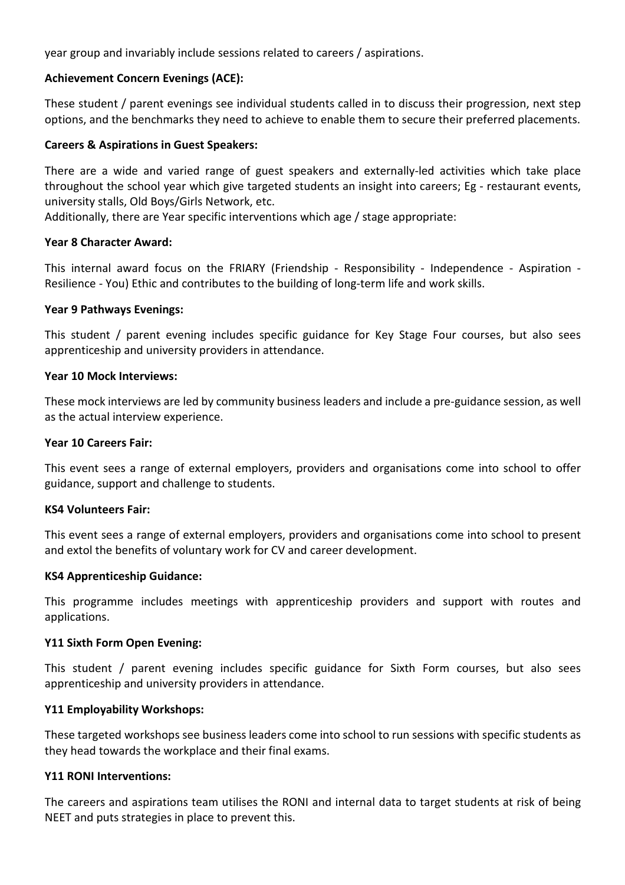year group and invariably include sessions related to careers / aspirations.

**Achievement Concern Evenings (ACE):**

These student / parent evenings see individual students called in to discuss their progression, next step options, and the benchmarks they need to achieve to enable them to secure their preferred placements.

**Careers & Aspirations in Guest Speakers:**

There are a wide and varied range of guest speakers and externally-led activities which take place throughout the school year which give targeted students an insight into careers; Eg - restaurant events, university stalls, Old Boys/Girls Network, etc.
Additionally, there are Year specific interventions which age / stage appropriate:

**Year 8 Character Award:**

This internal award focus on the FRIARY (Friendship - Responsibility - Independence - Aspiration - Resilience - You) Ethic and contributes to the building of long-term life and work skills.

**Year 9 Pathways Evenings:**

This student / parent evening includes specific guidance for Key Stage Four courses, but also sees apprenticeship and university providers in attendance.

**Year 10 Mock Interviews:**

These mock interviews are led by community business leaders and include a pre-guidance session, as well as the actual interview experience.

**Year 10 Careers Fair:**

This event sees a range of external employers, providers and organisations come into school to offer guidance, support and challenge to students.

**KS4 Volunteers Fair:**

This event sees a range of external employers, providers and organisations come into school to present and extol the benefits of voluntary work for CV and career development.

**KS4 Apprenticeship Guidance:**

This programme includes meetings with apprenticeship providers and support with routes and applications.

**Y11 Sixth Form Open Evening:**

This student / parent evening includes specific guidance for Sixth Form courses, but also sees apprenticeship and university providers in attendance.

**Y11 Employability Workshops:**

These targeted workshops see business leaders come into school to run sessions with specific students as they head towards the workplace and their final exams.

**Y11 RONI Interventions:**

The careers and aspirations team utilises the RONI and internal data to target students at risk of being NEET and puts strategies in place to prevent this.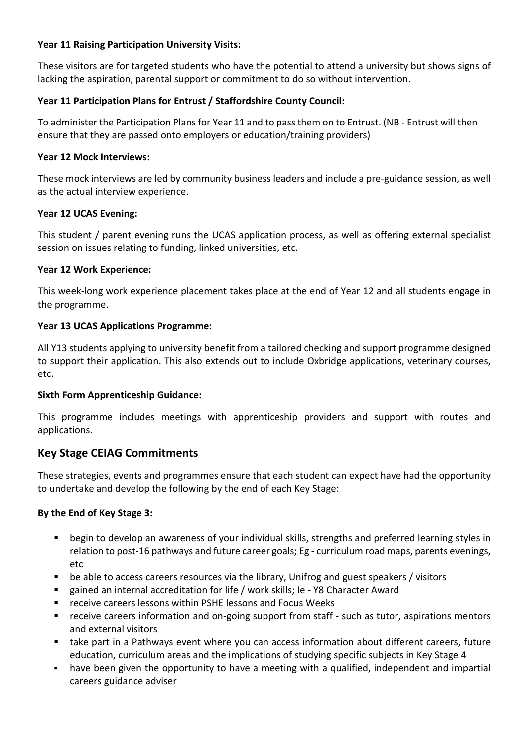**Year 11 Raising Participation University Visits:**

These visitors are for targeted students who have the potential to attend a university but shows signs of lacking the aspiration, parental support or commitment to do so without intervention.

**Year 11 Participation Plans for Entrust / Staffordshire County Council:**

To administer the Participation Plans for Year 11 and to pass them on to Entrust. (NB - Entrust will then ensure that they are passed onto employers or education/training providers)

**Year 12 Mock Interviews:**

These mock interviews are led by community business leaders and include a pre-guidance session, as well as the actual interview experience.

**Year 12 UCAS Evening:**

This student / parent evening runs the UCAS application process, as well as offering external specialist session on issues relating to funding, linked universities, etc.

**Year 12 Work Experience:**

This week-long work experience placement takes place at the end of Year 12 and all students engage in the programme.

**Year 13 UCAS Applications Programme:**

All Y13 students applying to university benefit from a tailored checking and support programme designed to support their application. This also extends out to include Oxbridge applications, veterinary courses, etc.

**Sixth Form Apprenticeship Guidance:**

This programme includes meetings with apprenticeship providers and support with routes and applications.

## Key Stage CEIAG Commitments

These strategies, events and programmes ensure that each student can expect have had the opportunity to undertake and develop the following by the end of each Key Stage:

**By the End of Key Stage 3:**

- begin to develop an awareness of your individual skills, strengths and preferred learning styles in relation to post-16 pathways and future career goals; Eg - curriculum road maps, parents evenings, etc
- be able to access careers resources via the library, Unifrog and guest speakers / visitors
- gained an internal accreditation for life / work skills; Ie - Y8 Character Award
- receive careers lessons within PSHE lessons and Focus Weeks
- receive careers information and on-going support from staff - such as tutor, aspirations mentors and external visitors
- take part in a Pathways event where you can access information about different careers, future education, curriculum areas and the implications of studying specific subjects in Key Stage 4
- have been given the opportunity to have a meeting with a qualified, independent and impartial careers guidance adviser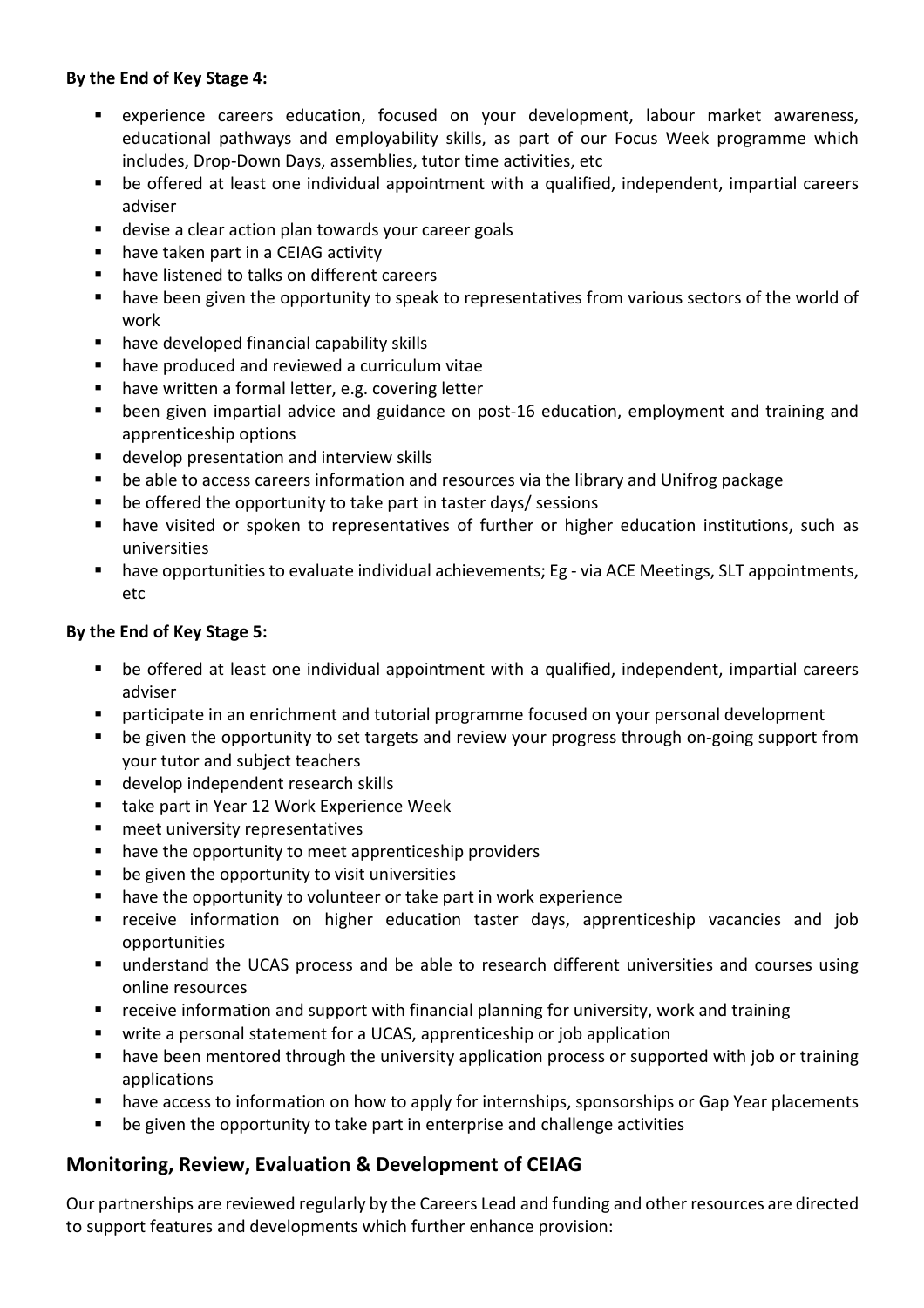**By the End of Key Stage 4:**

- experience careers education, focused on your development, labour market awareness, educational pathways and employability skills, as part of our Focus Week programme which includes, Drop-Down Days, assemblies, tutor time activities, etc
- be offered at least one individual appointment with a qualified, independent, impartial careers adviser
- devise a clear action plan towards your career goals
- have taken part in a CEIAG activity
- have listened to talks on different careers
- have been given the opportunity to speak to representatives from various sectors of the world of work
- have developed financial capability skills
- have produced and reviewed a curriculum vitae
- have written a formal letter, e.g. covering letter
- been given impartial advice and guidance on post-16 education, employment and training and apprenticeship options
- develop presentation and interview skills
- be able to access careers information and resources via the library and Unifrog package
- be offered the opportunity to take part in taster days/ sessions
- have visited or spoken to representatives of further or higher education institutions, such as universities
- have opportunities to evaluate individual achievements; Eg - via ACE Meetings, SLT appointments, etc

**By the End of Key Stage 5:**

- be offered at least one individual appointment with a qualified, independent, impartial careers adviser
- participate in an enrichment and tutorial programme focused on your personal development
- be given the opportunity to set targets and review your progress through on-going support from your tutor and subject teachers
- develop independent research skills
- take part in Year 12 Work Experience Week
- meet university representatives
- have the opportunity to meet apprenticeship providers
- be given the opportunity to visit universities
- have the opportunity to volunteer or take part in work experience
- receive information on higher education taster days, apprenticeship vacancies and job opportunities
- understand the UCAS process and be able to research different universities and courses using online resources
- receive information and support with financial planning for university, work and training
- write a personal statement for a UCAS, apprenticeship or job application
- have been mentored through the university application process or supported with job or training applications
- have access to information on how to apply for internships, sponsorships or Gap Year placements
- be given the opportunity to take part in enterprise and challenge activities

## Monitoring, Review, Evaluation & Development of CEIAG

Our partnerships are reviewed regularly by the Careers Lead and funding and other resources are directed to support features and developments which further enhance provision: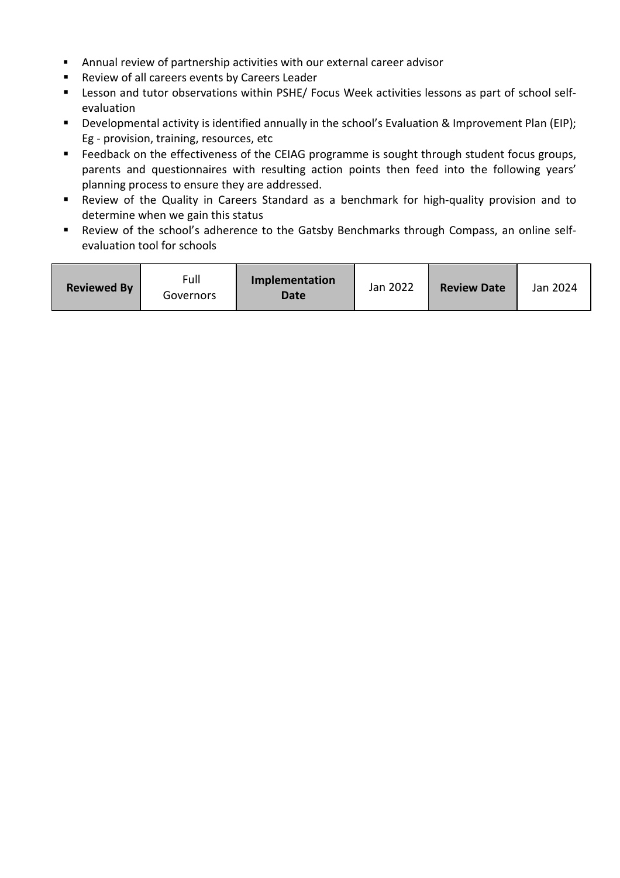- Annual review of partnership activities with our external career advisor
- Review of all careers events by Careers Leader
- Lesson and tutor observations within PSHE/ Focus Week activities lessons as part of school self-evaluation
- Developmental activity is identified annually in the school's Evaluation & Improvement Plan (EIP); Eg - provision, training, resources, etc
- Feedback on the effectiveness of the CEIAG programme is sought through student focus groups, parents and questionnaires with resulting action points then feed into the following years' planning process to ensure they are addressed.
- Review of the Quality in Careers Standard as a benchmark for high-quality provision and to determine when we gain this status
- Review of the school's adherence to the Gatsby Benchmarks through Compass, an online self-evaluation tool for schools

| | | | | | |
|---|---|---|---|---|---|
| **Reviewed By** | Full Governors | **Implementation Date** | Jan 2022 | **Review Date** | Jan 2024 |